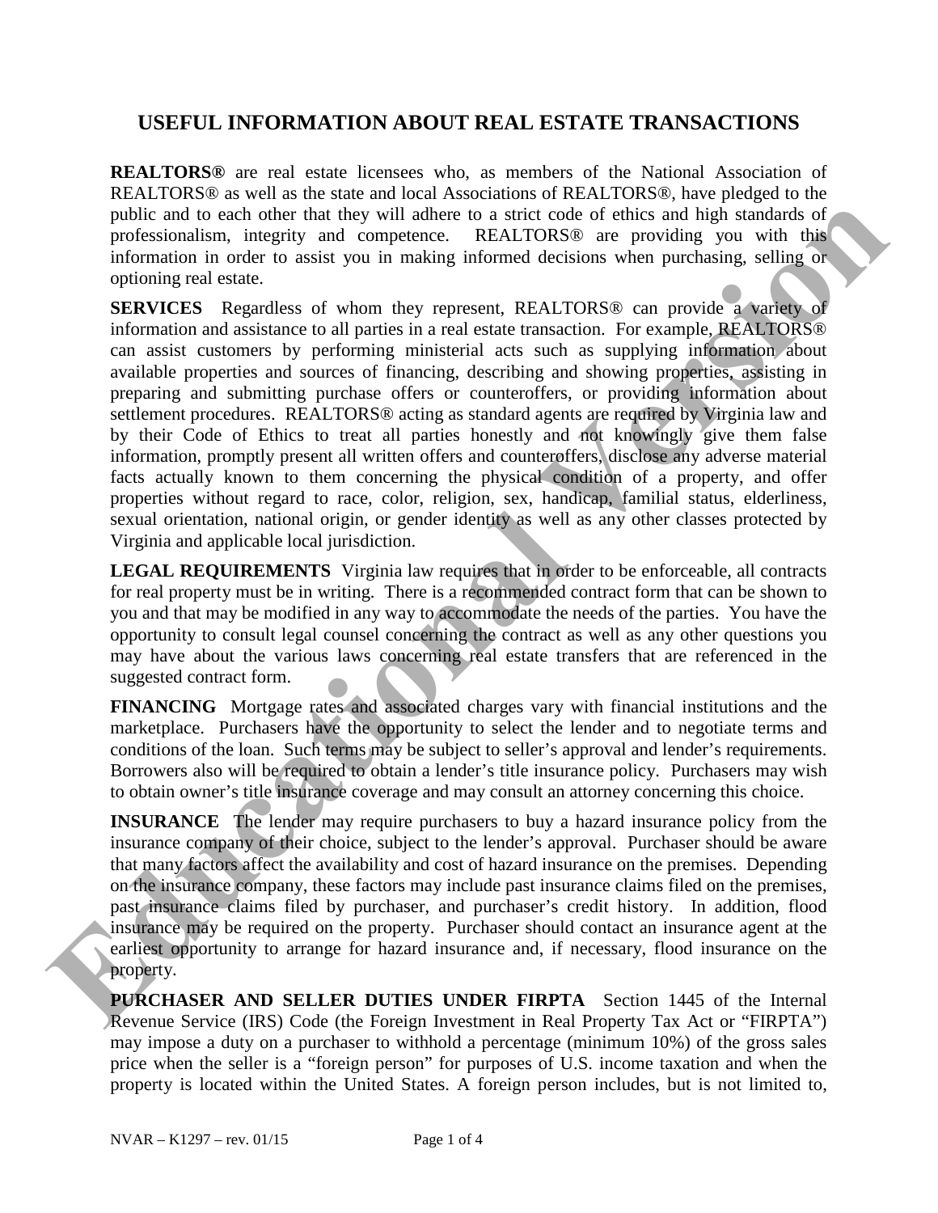# USEFUL INFORMATION ABOUT REAL ESTATE TRANSACTIONS

**REALTORS®** are real estate licensees who, as members of the National Association of REALTORS® as well as the state and local Associations of REALTORS®, have pledged to the public and to each other that they will adhere to a strict code of ethics and high standards of professionalism, integrity and competence. REALTORS® are providing you with this information in order to assist you in making informed decisions when purchasing, selling or optioning real estate.

**SERVICES** Regardless of whom they represent, REALTORS® can provide a variety of information and assistance to all parties in a real estate transaction. For example, REALTORS® can assist customers by performing ministerial acts such as supplying information about available properties and sources of financing, describing and showing properties, assisting in preparing and submitting purchase offers or counteroffers, or providing information about settlement procedures. REALTORS® acting as standard agents are required by Virginia law and by their Code of Ethics to treat all parties honestly and not knowingly give them false information, promptly present all written offers and counteroffers, disclose any adverse material facts actually known to them concerning the physical condition of a property, and offer properties without regard to race, color, religion, sex, handicap, familial status, elderliness, sexual orientation, national origin, or gender identity as well as any other classes protected by Virginia and applicable local jurisdiction.

**LEGAL REQUIREMENTS** Virginia law requires that in order to be enforceable, all contracts for real property must be in writing. There is a recommended contract form that can be shown to you and that may be modified in any way to accommodate the needs of the parties. You have the opportunity to consult legal counsel concerning the contract as well as any other questions you may have about the various laws concerning real estate transfers that are referenced in the suggested contract form.

**FINANCING** Mortgage rates and associated charges vary with financial institutions and the marketplace. Purchasers have the opportunity to select the lender and to negotiate terms and conditions of the loan. Such terms may be subject to seller's approval and lender's requirements. Borrowers also will be required to obtain a lender's title insurance policy. Purchasers may wish to obtain owner's title insurance coverage and may consult an attorney concerning this choice.

**INSURANCE** The lender may require purchasers to buy a hazard insurance policy from the insurance company of their choice, subject to the lender's approval. Purchaser should be aware that many factors affect the availability and cost of hazard insurance on the premises. Depending on the insurance company, these factors may include past insurance claims filed on the premises, past insurance claims filed by purchaser, and purchaser's credit history. In addition, flood insurance may be required on the property. Purchaser should contact an insurance agent at the earliest opportunity to arrange for hazard insurance and, if necessary, flood insurance on the property.

**PURCHASER AND SELLER DUTIES UNDER FIRPTA** Section 1445 of the Internal Revenue Service (IRS) Code (the Foreign Investment in Real Property Tax Act or "FIRPTA") may impose a duty on a purchaser to withhold a percentage (minimum 10%) of the gross sales price when the seller is a "foreign person" for purposes of U.S. income taxation and when the property is located within the United States. A foreign person includes, but is not limited to,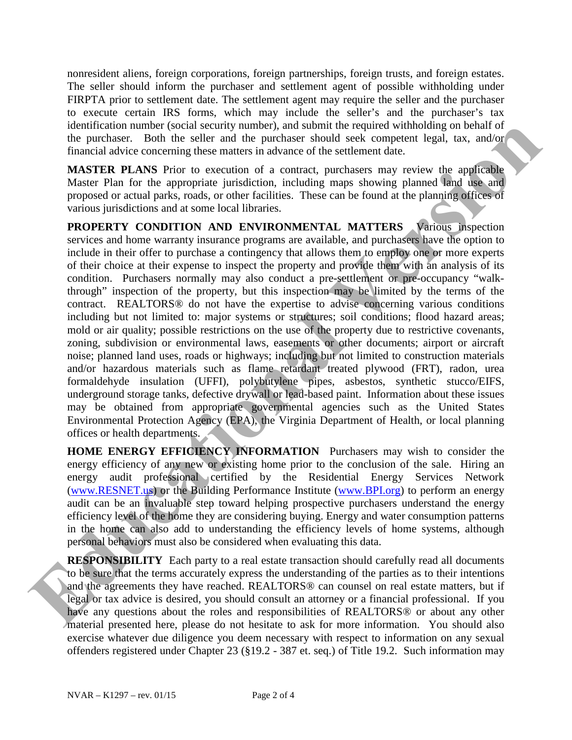nonresident aliens, foreign corporations, foreign partnerships, foreign trusts, and foreign estates. The seller should inform the purchaser and settlement agent of possible withholding under FIRPTA prior to settlement date. The settlement agent may require the seller and the purchaser to execute certain IRS forms, which may include the seller's and the purchaser's tax identification number (social security number), and submit the required withholding on behalf of the purchaser. Both the seller and the purchaser should seek competent legal, tax, and/or financial advice concerning these matters in advance of the settlement date.

**MASTER PLANS** Prior to execution of a contract, purchasers may review the applicable Master Plan for the appropriate jurisdiction, including maps showing planned land use and proposed or actual parks, roads, or other facilities. These can be found at the planning offices of various jurisdictions and at some local libraries.

**PROPERTY CONDITION AND ENVIRONMENTAL MATTERS** Various inspection services and home warranty insurance programs are available, and purchasers have the option to include in their offer to purchase a contingency that allows them to employ one or more experts of their choice at their expense to inspect the property and provide them with an analysis of its condition. Purchasers normally may also conduct a pre-settlement or pre-occupancy "walk-through" inspection of the property, but this inspection may be limited by the terms of the contract. REALTORS® do not have the expertise to advise concerning various conditions including but not limited to: major systems or structures; soil conditions; flood hazard areas; mold or air quality; possible restrictions on the use of the property due to restrictive covenants, zoning, subdivision or environmental laws, easements or other documents; airport or aircraft noise; planned land uses, roads or highways; including but not limited to construction materials and/or hazardous materials such as flame retardant treated plywood (FRT), radon, urea formaldehyde insulation (UFFI), polybutylene pipes, asbestos, synthetic stucco/EIFS, underground storage tanks, defective drywall or lead-based paint. Information about these issues may be obtained from appropriate governmental agencies such as the United States Environmental Protection Agency (EPA), the Virginia Department of Health, or local planning offices or health departments.

**HOME ENERGY EFFICIENCY INFORMATION** Purchasers may wish to consider the energy efficiency of any new or existing home prior to the conclusion of the sale. Hiring an energy audit professional certified by the Residential Energy Services Network (www.RESNET.us) or the Building Performance Institute (www.BPI.org) to perform an energy audit can be an invaluable step toward helping prospective purchasers understand the energy efficiency level of the home they are considering buying. Energy and water consumption patterns in the home can also add to understanding the efficiency levels of home systems, although personal behaviors must also be considered when evaluating this data.

**RESPONSIBILITY** Each party to a real estate transaction should carefully read all documents to be sure that the terms accurately express the understanding of the parties as to their intentions and the agreements they have reached. REALTORS® can counsel on real estate matters, but if legal or tax advice is desired, you should consult an attorney or a financial professional. If you have any questions about the roles and responsibilities of REALTORS® or about any other material presented here, please do not hesitate to ask for more information. You should also exercise whatever due diligence you deem necessary with respect to information on any sexual offenders registered under Chapter 23 (§19.2 - 387 et. seq.) of Title 19.2. Such information may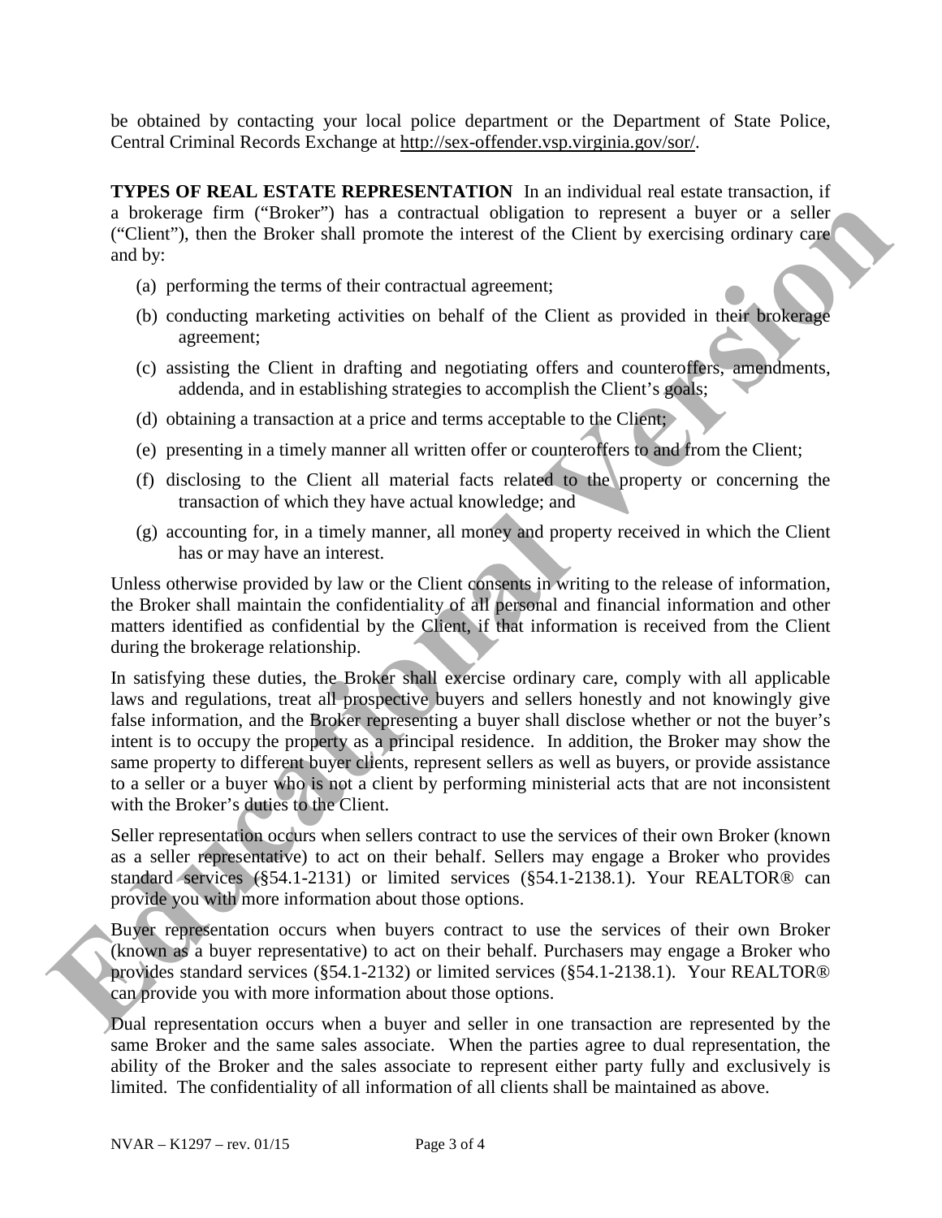be obtained by contacting your local police department or the Department of State Police, Central Criminal Records Exchange at http://sex-offender.vsp.virginia.gov/sor/.

**TYPES OF REAL ESTATE REPRESENTATION** In an individual real estate transaction, if a brokerage firm ("Broker") has a contractual obligation to represent a buyer or a seller ("Client"), then the Broker shall promote the interest of the Client by exercising ordinary care and by:

(a) performing the terms of their contractual agreement;

(b) conducting marketing activities on behalf of the Client as provided in their brokerage agreement;

(c) assisting the Client in drafting and negotiating offers and counteroffers, amendments, addenda, and in establishing strategies to accomplish the Client's goals;

(d) obtaining a transaction at a price and terms acceptable to the Client;

(e) presenting in a timely manner all written offer or counteroffers to and from the Client;

(f) disclosing to the Client all material facts related to the property or concerning the transaction of which they have actual knowledge; and

(g) accounting for, in a timely manner, all money and property received in which the Client has or may have an interest.

Unless otherwise provided by law or the Client consents in writing to the release of information, the Broker shall maintain the confidentiality of all personal and financial information and other matters identified as confidential by the Client, if that information is received from the Client during the brokerage relationship.

In satisfying these duties, the Broker shall exercise ordinary care, comply with all applicable laws and regulations, treat all prospective buyers and sellers honestly and not knowingly give false information, and the Broker representing a buyer shall disclose whether or not the buyer's intent is to occupy the property as a principal residence. In addition, the Broker may show the same property to different buyer clients, represent sellers as well as buyers, or provide assistance to a seller or a buyer who is not a client by performing ministerial acts that are not inconsistent with the Broker's duties to the Client.

Seller representation occurs when sellers contract to use the services of their own Broker (known as a seller representative) to act on their behalf. Sellers may engage a Broker who provides standard services (§54.1-2131) or limited services (§54.1-2138.1). Your REALTOR® can provide you with more information about those options.

Buyer representation occurs when buyers contract to use the services of their own Broker (known as a buyer representative) to act on their behalf. Purchasers may engage a Broker who provides standard services (§54.1-2132) or limited services (§54.1-2138.1). Your REALTOR® can provide you with more information about those options.

Dual representation occurs when a buyer and seller in one transaction are represented by the same Broker and the same sales associate. When the parties agree to dual representation, the ability of the Broker and the sales associate to represent either party fully and exclusively is limited. The confidentiality of all information of all clients shall be maintained as above.

NVAR – K1297 – rev. 01/15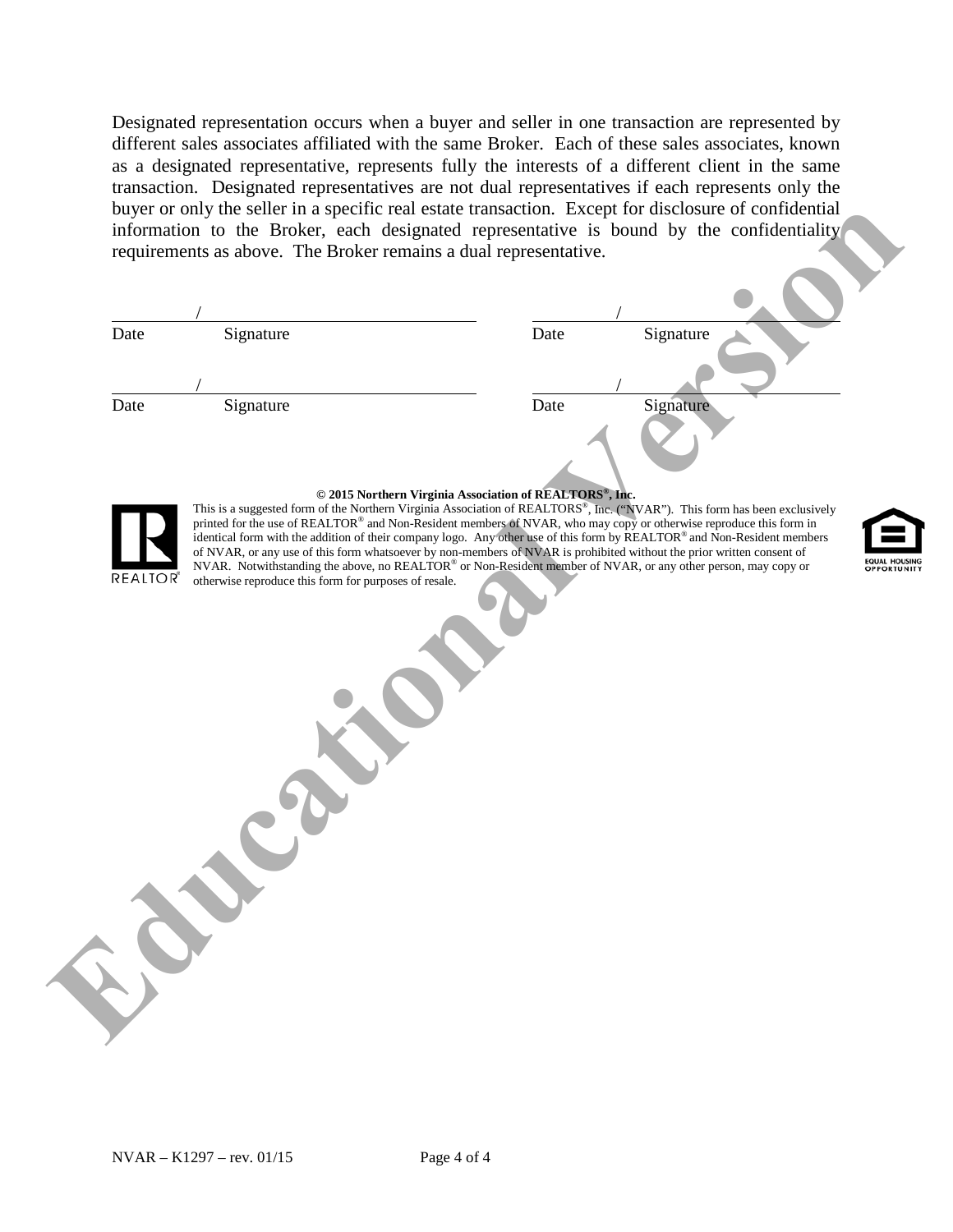Designated representation occurs when a buyer and seller in one transaction are represented by different sales associates affiliated with the same Broker. Each of these sales associates, known as a designated representative, represents fully the interests of a different client in the same transaction. Designated representatives are not dual representatives if each represents only the buyer or only the seller in a specific real estate transaction. Except for disclosure of confidential information to the Broker, each designated representative is bound by the confidentiality requirements as above. The Broker remains a dual representative.

| | |
|---|---|
| _______ / ______________________ Date Signature | _______ / ______________________ Date Signature |
| _______ / ______________________ Date Signature | _______ / ______________________ Date Signature |

**© 2015 Northern Virginia Association of REALTORS®, Inc.**

This is a suggested form of the Northern Virginia Association of REALTORS®, Inc. ("NVAR"). This form has been exclusively printed for the use of REALTOR® and Non-Resident members of NVAR, who may copy or otherwise reproduce this form in identical form with the addition of their company logo. Any other use of this form by REALTOR® and Non-Resident members of NVAR, or any use of this form whatsoever by non-members of NVAR is prohibited without the prior written consent of NVAR. Notwithstanding the above, no REALTOR® or Non-Resident member of NVAR, or any other person, may copy or otherwise reproduce this form for purposes of resale.

NVAR – K1297 – rev. 01/15